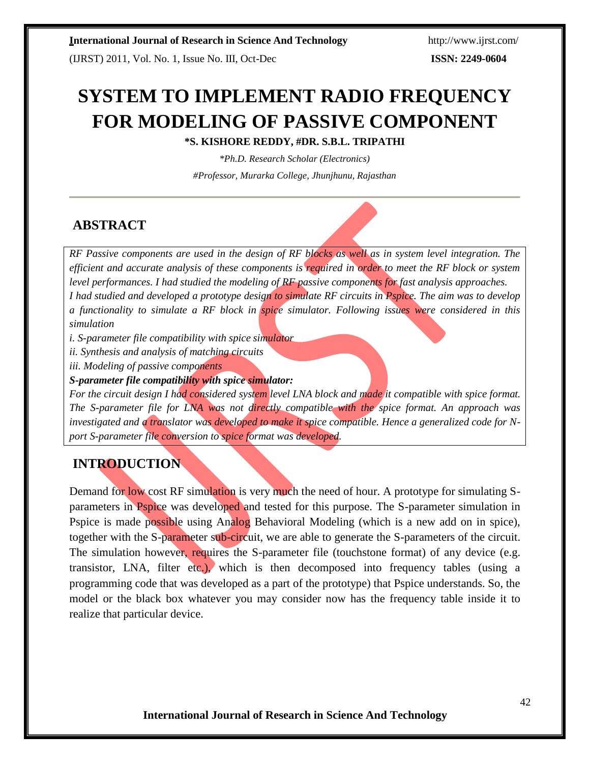# SYSTEM TO IMPLEMENT RADIO FREQUENCY FOR MODELING OF PASSIVE COMPONENT

**\*S. KISHORE REDDY, #DR. S.B.L. TRIPATHI**

*\*Ph.D. Research Scholar (Electronics)*

*#Professor, Murarka College, Jhunjhunu, Rajasthan*

---

## ABSTRACT

*RF Passive components are used in the design of RF blocks as well as in system level integration. The efficient and accurate analysis of these components is required in order to meet the RF block or system level performances. I had studied the modeling of RF passive components for fast analysis approaches.*

*I had studied and developed a prototype design to simulate RF circuits in Pspice. The aim was to develop a functionality to simulate a RF block in spice simulator. Following issues were considered in this simulation*

*i. S-parameter file compatibility with spice simulator*

*ii. Synthesis and analysis of matching circuits*

*iii. Modeling of passive components*

***S-parameter file compatibility with spice simulator:***

*For the circuit design I had considered system level LNA block and made it compatible with spice format. The S-parameter file for LNA was not directly compatible with the spice format. An approach was investigated and a translator was developed to make it spice compatible. Hence a generalized code for N-port S-parameter file conversion to spice format was developed.*

## INTRODUCTION

Demand for low cost RF simulation is very much the need of hour. A prototype for simulating S-parameters in Pspice was developed and tested for this purpose. The S-parameter simulation in Pspice is made possible using Analog Behavioral Modeling (which is a new add on in spice), together with the S-parameter sub-circuit, we are able to generate the S-parameters of the circuit. The simulation however, requires the S-parameter file (touchstone format) of any device (e.g. transistor, LNA, filter etc.), which is then decomposed into frequency tables (using a programming code that was developed as a part of the prototype) that Pspice understands. So, the model or the black box whatever you may consider now has the frequency table inside it to realize that particular device.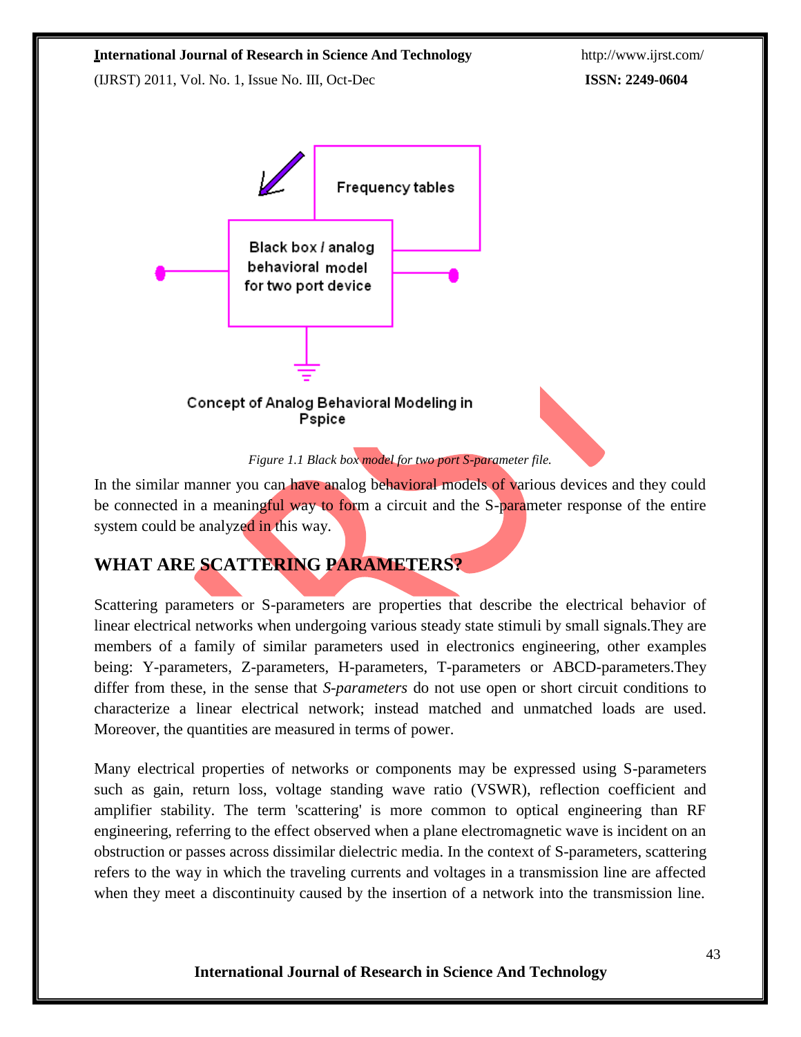Black box / analog behavioral model for two port device

Frequency tables

Concept of Analog Behavioral Modeling in Pspice

*Figure 1.1 Black box model for two port S-parameter file.*

In the similar manner you can have analog behavioral models of various devices and they could be connected in a meaningful way to form a circuit and the S-parameter response of the entire system could be analyzed in this way.

## WHAT ARE SCATTERING PARAMETERS?

Scattering parameters or S-parameters are properties that describe the electrical behavior of linear electrical networks when undergoing various steady state stimuli by small signals.They are members of a family of similar parameters used in electronics engineering, other examples being: Y-parameters, Z-parameters, H-parameters, T-parameters or ABCD-parameters.They differ from these, in the sense that *S-parameters* do not use open or short circuit conditions to characterize a linear electrical network; instead matched and unmatched loads are used. Moreover, the quantities are measured in terms of power.

Many electrical properties of networks or components may be expressed using S-parameters such as gain, return loss, voltage standing wave ratio (VSWR), reflection coefficient and amplifier stability. The term 'scattering' is more common to optical engineering than RF engineering, referring to the effect observed when a plane electromagnetic wave is incident on an obstruction or passes across dissimilar dielectric media. In the context of S-parameters, scattering refers to the way in which the traveling currents and voltages in a transmission line are affected when they meet a discontinuity caused by the insertion of a network into the transmission line.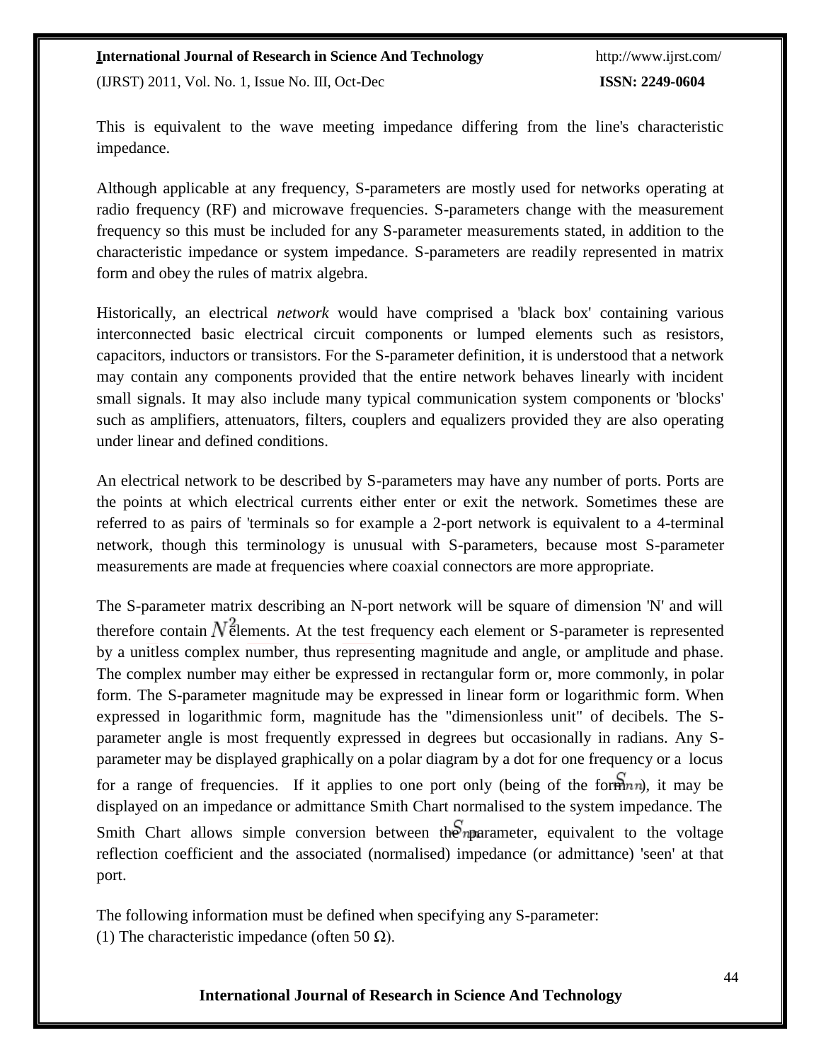This is equivalent to the wave meeting impedance differing from the line's characteristic impedance.

Although applicable at any frequency, S-parameters are mostly used for networks operating at radio frequency (RF) and microwave frequencies. S-parameters change with the measurement frequency so this must be included for any S-parameter measurements stated, in addition to the characteristic impedance or system impedance. S-parameters are readily represented in matrix form and obey the rules of matrix algebra.

Historically, an electrical *network* would have comprised a 'black box' containing various interconnected basic electrical circuit components or lumped elements such as resistors, capacitors, inductors or transistors. For the S-parameter definition, it is understood that a network may contain any components provided that the entire network behaves linearly with incident small signals. It may also include many typical communication system components or 'blocks' such as amplifiers, attenuators, filters, couplers and equalizers provided they are also operating under linear and defined conditions.

An electrical network to be described by S-parameters may have any number of ports. Ports are the points at which electrical currents either enter or exit the network. Sometimes these are referred to as pairs of 'terminals so for example a 2-port network is equivalent to a 4-terminal network, though this terminology is unusual with S-parameters, because most S-parameter measurements are made at frequencies where coaxial connectors are more appropriate.

The S-parameter matrix describing an N-port network will be square of dimension 'N' and will therefore contain $N^2$ elements. At the test frequency each element or S-parameter is represented by a unitless complex number, thus representing magnitude and angle, or amplitude and phase. The complex number may either be expressed in rectangular form or, more commonly, in polar form. The S-parameter magnitude may be expressed in linear form or logarithmic form. When expressed in logarithmic form, magnitude has the "dimensionless unit" of decibels. The S-parameter angle is most frequently expressed in degrees but occasionally in radians. Any S-parameter may be displayed graphically on a polar diagram by a dot for one frequency or a locus for a range of frequencies. If it applies to one port only (being of the form $S_{nn}$), it may be displayed on an impedance or admittance Smith Chart normalised to the system impedance. The Smith Chart allows simple conversion between the $S_{nn}$ parameter, equivalent to the voltage reflection coefficient and the associated (normalised) impedance (or admittance) 'seen' at that port.

The following information must be defined when specifying any S-parameter:
(1) The characteristic impedance (often 50 Ω).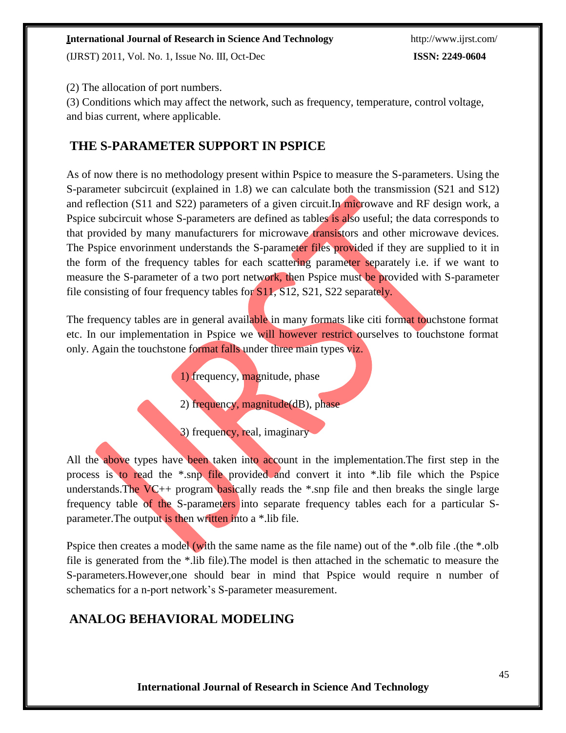(2) The allocation of port numbers.

(3) Conditions which may affect the network, such as frequency, temperature, control voltage, and bias current, where applicable.

## THE S-PARAMETER SUPPORT IN PSPICE

As of now there is no methodology present within Pspice to measure the S-parameters. Using the S-parameter subcircuit (explained in 1.8) we can calculate both the transmission (S21 and S12) and reflection (S11 and S22) parameters of a given circuit.In microwave and RF design work, a Pspice subcircuit whose S-parameters are defined as tables is also useful; the data corresponds to that provided by many manufacturers for microwave transistors and other microwave devices. The Pspice envorinment understands the S-parameter files provided if they are supplied to it in the form of the frequency tables for each scattering parameter separately i.e. if we want to measure the S-parameter of a two port network, then Pspice must be provided with S-parameter file consisting of four frequency tables for S11, S12, S21, S22 separately.

The frequency tables are in general available in many formats like citi format touchstone format etc. In our implementation in Pspice we will however restrict ourselves to touchstone format only. Again the touchstone format falls under three main types viz.

1) frequency, magnitude, phase

2) frequency, magnitude(dB), phase

3) frequency, real, imaginary

All the above types have been taken into account in the implementation.The first step in the process is to read the *.snp file provided and convert it into *.lib file which the Pspice understands.The VC++ program basically reads the *.snp file and then breaks the single large frequency table of the S-parameters into separate frequency tables each for a particular S-parameter.The output is then written into a *.lib file.

Pspice then creates a model (with the same name as the file name) out of the *.olb file .(the *.olb file is generated from the *.lib file).The model is then attached in the schematic to measure the S-parameters.However,one should bear in mind that Pspice would require n number of schematics for a n-port network's S-parameter measurement.

## ANALOG BEHAVIORAL MODELING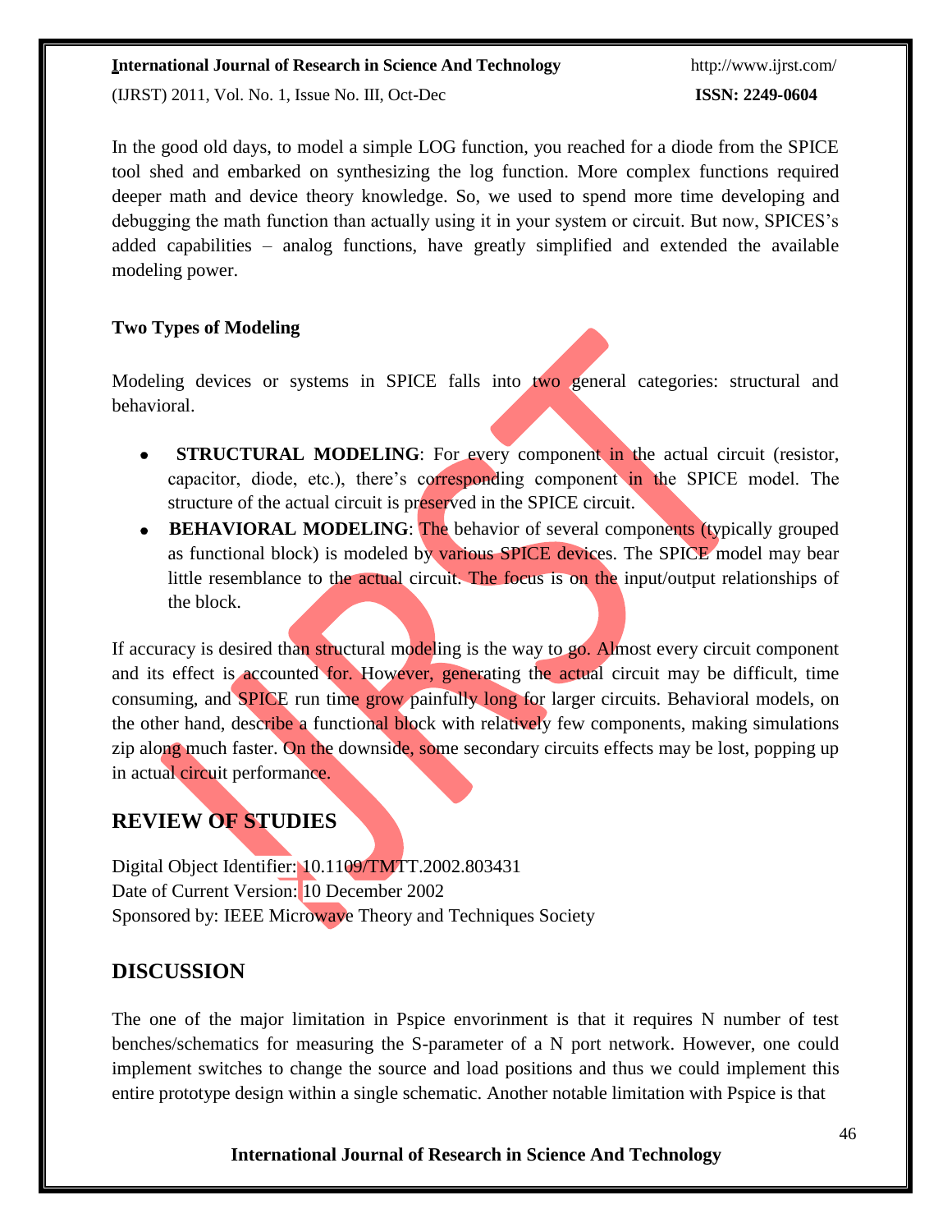In the good old days, to model a simple LOG function, you reached for a diode from the SPICE tool shed and embarked on synthesizing the log function. More complex functions required deeper math and device theory knowledge. So, we used to spend more time developing and debugging the math function than actually using it in your system or circuit. But now, SPICES's added capabilities – analog functions, have greatly simplified and extended the available modeling power.

**Two Types of Modeling**

Modeling devices or systems in SPICE falls into two general categories: structural and behavioral.

- **STRUCTURAL MODELING**: For every component in the actual circuit (resistor, capacitor, diode, etc.), there's corresponding component in the SPICE model. The structure of the actual circuit is preserved in the SPICE circuit.
- **BEHAVIORAL MODELING**: The behavior of several components (typically grouped as functional block) is modeled by various SPICE devices. The SPICE model may bear little resemblance to the actual circuit. The focus is on the input/output relationships of the block.

If accuracy is desired than structural modeling is the way to go. Almost every circuit component and its effect is accounted for. However, generating the actual circuit may be difficult, time consuming, and SPICE run time grow painfully long for larger circuits. Behavioral models, on the other hand, describe a functional block with relatively few components, making simulations zip along much faster. On the downside, some secondary circuits effects may be lost, popping up in actual circuit performance.

## REVIEW OF STUDIES

Digital Object Identifier: 10.1109/TMTT.2002.803431
Date of Current Version: 10 December 2002
Sponsored by: IEEE Microwave Theory and Techniques Society

## DISCUSSION

The one of the major limitation in Pspice envorinment is that it requires N number of test benches/schematics for measuring the S-parameter of a N port network. However, one could implement switches to change the source and load positions and thus we could implement this entire prototype design within a single schematic. Another notable limitation with Pspice is that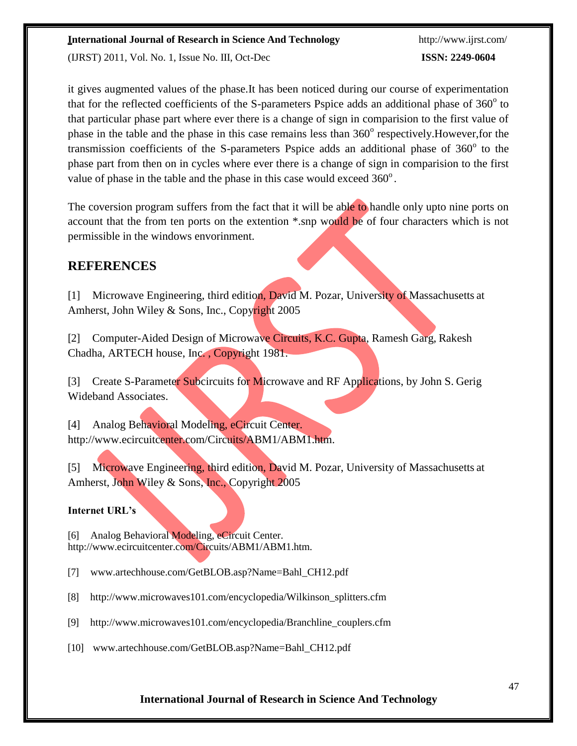it gives augmented values of the phase.It has been noticed during our course of experimentation that for the reflected coefficients of the S-parameters Pspice adds an additional phase of $360^o$ to that particular phase part where ever there is a change of sign in comparision to the first value of phase in the table and the phase in this case remains less than $360^o$ respectively.However,for the transmission coefficients of the S-parameters Pspice adds an additional phase of $360^o$ to the phase part from then on in cycles where ever there is a change of sign in comparision to the first value of phase in the table and the phase in this case would exceed $360^o$.

The coversion program suffers from the fact that it will be able to handle only upto nine ports on account that the from ten ports on the extention *.snp would be of four characters which is not permissible in the windows envorinment.

## REFERENCES

[1] Microwave Engineering, third edition, David M. Pozar, University of Massachusetts at Amherst, John Wiley & Sons, Inc., Copyright 2005

[2] Computer-Aided Design of Microwave Circuits, K.C. Gupta, Ramesh Garg, Rakesh Chadha, ARTECH house, Inc. , Copyright 1981.

[3] Create S-Parameter Subcircuits for Microwave and RF Applications, by John S. Gerig Wideband Associates.

[4] Analog Behavioral Modeling, eCircuit Center. http://www.ecircuitcenter.com/Circuits/ABM1/ABM1.htm.

[5] Microwave Engineering, third edition, David M. Pozar, University of Massachusetts at Amherst, John Wiley & Sons, Inc., Copyright 2005

**Internet URL's**

[6] Analog Behavioral Modeling, eCircuit Center. http://www.ecircuitcenter.com/Circuits/ABM1/ABM1.htm.

[7] www.artechhouse.com/GetBLOB.asp?Name=Bahl_CH12.pdf

[8] http://www.microwaves101.com/encyclopedia/Wilkinson_splitters.cfm

[9] http://www.microwaves101.com/encyclopedia/Branchline_couplers.cfm

[10] www.artechhouse.com/GetBLOB.asp?Name=Bahl_CH12.pdf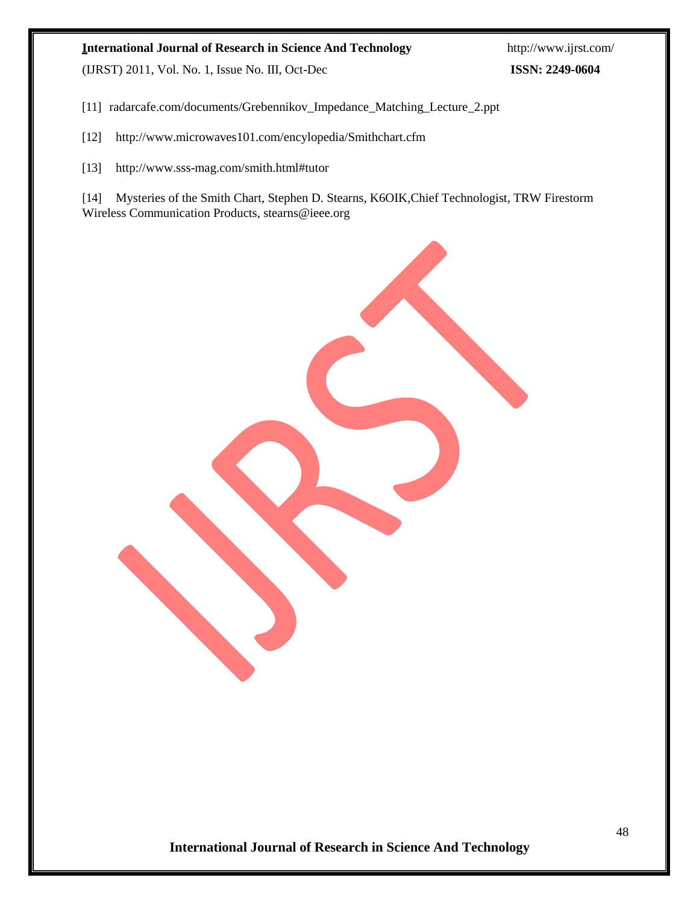[11] radarcafe.com/documents/Grebennikov_Impedance_Matching_Lecture_2.ppt

[12] http://www.microwaves101.com/encylopedia/Smithchart.cfm

[13] http://www.sss-mag.com/smith.html#tutor

[14] Mysteries of the Smith Chart, Stephen D. Stearns, K6OIK,Chief Technologist, TRW Firestorm Wireless Communication Products, stearns@ieee.org